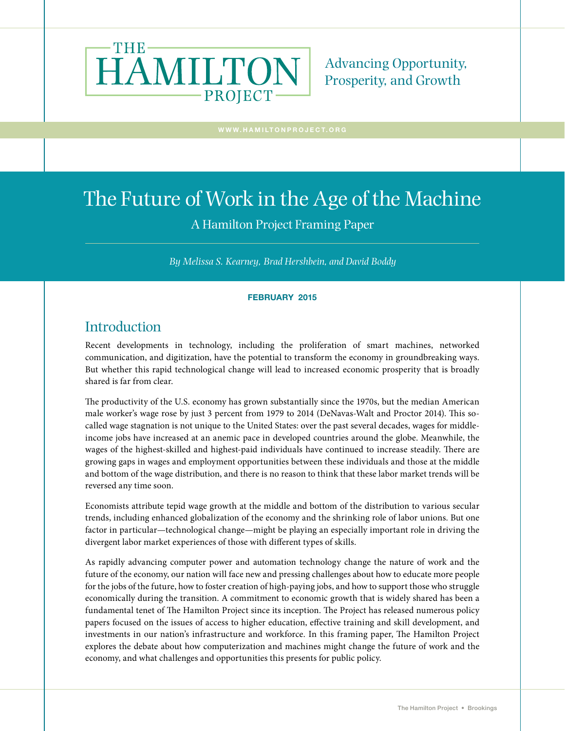# The Future of Work in the Age of the Machine

A Hamilton Project Framing Paper

*By Melissa S. Kearney, Brad Hershbein, and David Boddy*

**FEBRUARY 2015**

## Introduction

Recent developments in technology, including the proliferation of smart machines, networked communication, and digitization, have the potential to transform the economy in groundbreaking ways. But whether this rapid technological change will lead to increased economic prosperity that is broadly shared is far from clear.

The productivity of the U.S. economy has grown substantially since the 1970s, but the median American male worker's wage rose by just 3 percent from 1979 to 2014 (DeNavas-Walt and Proctor 2014). This so-called wage stagnation is not unique to the United States: over the past several decades, wages for middle-income jobs have increased at an anemic pace in developed countries around the globe. Meanwhile, the wages of the highest-skilled and highest-paid individuals have continued to increase steadily. There are growing gaps in wages and employment opportunities between these individuals and those at the middle and bottom of the wage distribution, and there is no reason to think that these labor market trends will be reversed any time soon.

Economists attribute tepid wage growth at the middle and bottom of the distribution to various secular trends, including enhanced globalization of the economy and the shrinking role of labor unions. But one factor in particular—technological change—might be playing an especially important role in driving the divergent labor market experiences of those with different types of skills.

As rapidly advancing computer power and automation technology change the nature of work and the future of the economy, our nation will face new and pressing challenges about how to educate more people for the jobs of the future, how to foster creation of high-paying jobs, and how to support those who struggle economically during the transition. A commitment to economic growth that is widely shared has been a fundamental tenet of The Hamilton Project since its inception. The Project has released numerous policy papers focused on the issues of access to higher education, effective training and skill development, and investments in our nation's infrastructure and workforce. In this framing paper, The Hamilton Project explores the debate about how computerization and machines might change the future of work and the economy, and what challenges and opportunities this presents for public policy.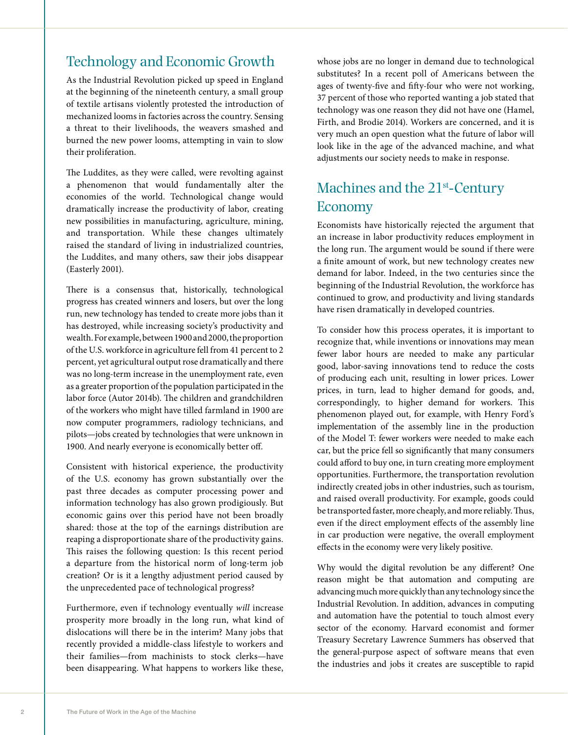## Technology and Economic Growth

As the Industrial Revolution picked up speed in England at the beginning of the nineteenth century, a small group of textile artisans violently protested the introduction of mechanized looms in factories across the country. Sensing a threat to their livelihoods, the weavers smashed and burned the new power looms, attempting in vain to slow their proliferation.

The Luddites, as they were called, were revolting against a phenomenon that would fundamentally alter the economies of the world. Technological change would dramatically increase the productivity of labor, creating new possibilities in manufacturing, agriculture, mining, and transportation. While these changes ultimately raised the standard of living in industrialized countries, the Luddites, and many others, saw their jobs disappear (Easterly 2001).

There is a consensus that, historically, technological progress has created winners and losers, but over the long run, new technology has tended to create more jobs than it has destroyed, while increasing society's productivity and wealth. For example, between 1900 and 2000, the proportion of the U.S. workforce in agriculture fell from 41 percent to 2 percent, yet agricultural output rose dramatically and there was no long-term increase in the unemployment rate, even as a greater proportion of the population participated in the labor force (Autor 2014b). The children and grandchildren of the workers who might have tilled farmland in 1900 are now computer programmers, radiology technicians, and pilots—jobs created by technologies that were unknown in 1900. And nearly everyone is economically better off.

Consistent with historical experience, the productivity of the U.S. economy has grown substantially over the past three decades as computer processing power and information technology has also grown prodigiously. But economic gains over this period have not been broadly shared: those at the top of the earnings distribution are reaping a disproportionate share of the productivity gains. This raises the following question: Is this recent period a departure from the historical norm of long-term job creation? Or is it a lengthy adjustment period caused by the unprecedented pace of technological progress?

Furthermore, even if technology eventually *will* increase prosperity more broadly in the long run, what kind of dislocations will there be in the interim? Many jobs that recently provided a middle-class lifestyle to workers and their families—from machinists to stock clerks—have been disappearing. What happens to workers like these, whose jobs are no longer in demand due to technological substitutes? In a recent poll of Americans between the ages of twenty-five and fifty-four who were not working, 37 percent of those who reported wanting a job stated that technology was one reason they did not have one (Hamel, Firth, and Brodie 2014). Workers are concerned, and it is very much an open question what the future of labor will look like in the age of the advanced machine, and what adjustments our society needs to make in response.

## Machines and the 21st-Century Economy

Economists have historically rejected the argument that an increase in labor productivity reduces employment in the long run. The argument would be sound if there were a finite amount of work, but new technology creates new demand for labor. Indeed, in the two centuries since the beginning of the Industrial Revolution, the workforce has continued to grow, and productivity and living standards have risen dramatically in developed countries.

To consider how this process operates, it is important to recognize that, while inventions or innovations may mean fewer labor hours are needed to make any particular good, labor-saving innovations tend to reduce the costs of producing each unit, resulting in lower prices. Lower prices, in turn, lead to higher demand for goods, and, correspondingly, to higher demand for workers. This phenomenon played out, for example, with Henry Ford's implementation of the assembly line in the production of the Model T: fewer workers were needed to make each car, but the price fell so significantly that many consumers could afford to buy one, in turn creating more employment opportunities. Furthermore, the transportation revolution indirectly created jobs in other industries, such as tourism, and raised overall productivity. For example, goods could be transported faster, more cheaply, and more reliably. Thus, even if the direct employment effects of the assembly line in car production were negative, the overall employment effects in the economy were very likely positive.

Why would the digital revolution be any different? One reason might be that automation and computing are advancing much more quickly than any technology since the Industrial Revolution. In addition, advances in computing and automation have the potential to touch almost every sector of the economy. Harvard economist and former Treasury Secretary Lawrence Summers has observed that the general-purpose aspect of software means that even the industries and jobs it creates are susceptible to rapid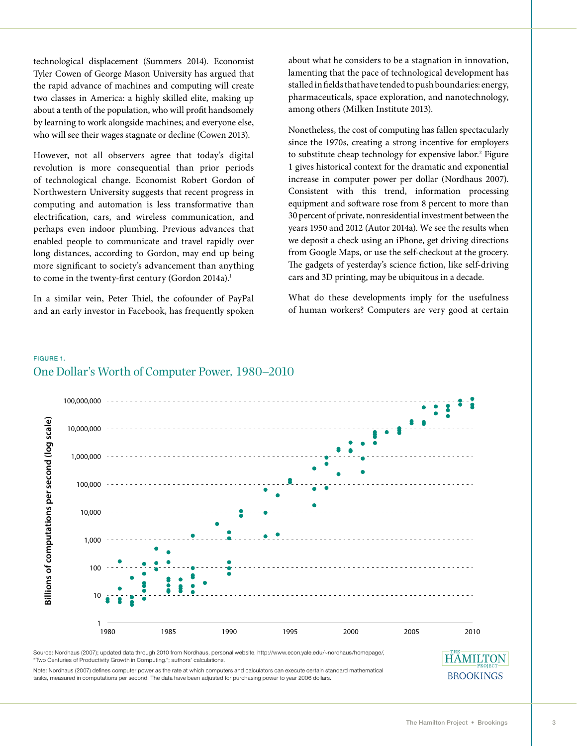technological displacement (Summers 2014). Economist Tyler Cowen of George Mason University has argued that the rapid advance of machines and computing will create two classes in America: a highly skilled elite, making up about a tenth of the population, who will profit handsomely by learning to work alongside machines; and everyone else, who will see their wages stagnate or decline (Cowen 2013).

However, not all observers agree that today's digital revolution is more consequential than prior periods of technological change. Economist Robert Gordon of Northwestern University suggests that recent progress in computing and automation is less transformative than electrification, cars, and wireless communication, and perhaps even indoor plumbing. Previous advances that enabled people to communicate and travel rapidly over long distances, according to Gordon, may end up being more significant to society's advancement than anything to come in the twenty-first century (Gordon 2014a).[1]

In a similar vein, Peter Thiel, the cofounder of PayPal and an early investor in Facebook, has frequently spoken about what he considers to be a stagnation in innovation, lamenting that the pace of technological development has stalled in fields that have tended to push boundaries: energy, pharmaceuticals, space exploration, and nanotechnology, among others (Milken Institute 2013).

Nonetheless, the cost of computing has fallen spectacularly since the 1970s, creating a strong incentive for employers to substitute cheap technology for expensive labor.[2] Figure 1 gives historical context for the dramatic and exponential increase in computer power per dollar (Nordhaus 2007). Consistent with this trend, information processing equipment and software rose from 8 percent to more than 30 percent of private, nonresidential investment between the years 1950 and 2012 (Autor 2014a). We see the results when we deposit a check using an iPhone, get driving directions from Google Maps, or use the self-checkout at the grocery. The gadgets of yesterday's science fiction, like self-driving cars and 3D printing, may be ubiquitous in a decade.

What do these developments imply for the usefulness of human workers? Computers are very good at certain

FIGURE 1.

One Dollar's Worth of Computer Power, 1980–2010

Source: Nordhaus (2007); updated data through 2010 from Nordhaus, personal website, http://www.econ.yale.edu/~nordhaus/homepage/, "Two Centuries of Productivity Growth in Computing."; authors' calculations.

Note: Nordhaus (2007) defines computer power as the rate at which computers and calculators can execute certain standard mathematical tasks, measured in computations per second. The data have been adjusted for purchasing power to year 2006 dollars.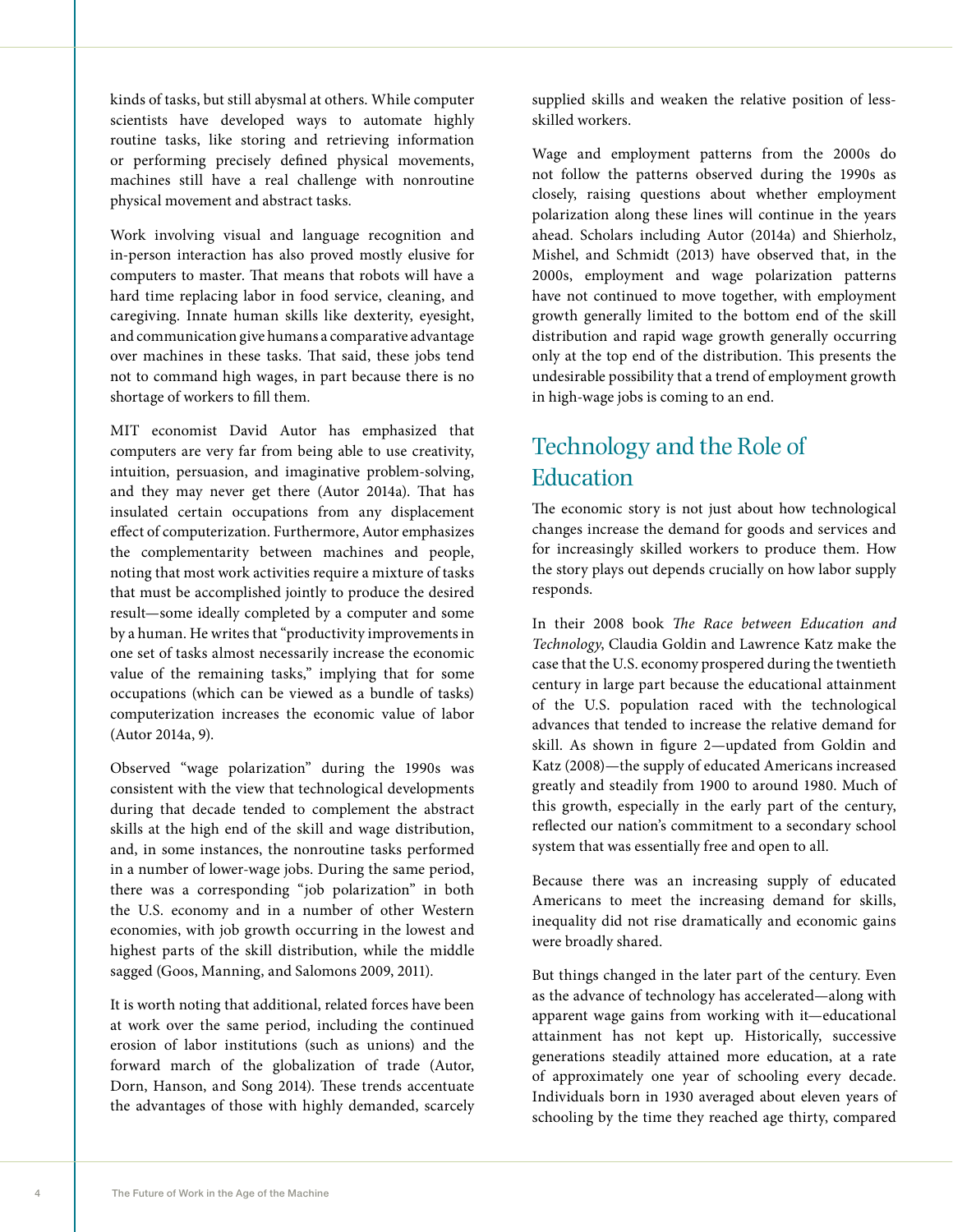kinds of tasks, but still abysmal at others. While computer scientists have developed ways to automate highly routine tasks, like storing and retrieving information or performing precisely defined physical movements, machines still have a real challenge with nonroutine physical movement and abstract tasks.

Work involving visual and language recognition and in-person interaction has also proved mostly elusive for computers to master. That means that robots will have a hard time replacing labor in food service, cleaning, and caregiving. Innate human skills like dexterity, eyesight, and communication give humans a comparative advantage over machines in these tasks. That said, these jobs tend not to command high wages, in part because there is no shortage of workers to fill them.

MIT economist David Autor has emphasized that computers are very far from being able to use creativity, intuition, persuasion, and imaginative problem-solving, and they may never get there (Autor 2014a). That has insulated certain occupations from any displacement effect of computerization. Furthermore, Autor emphasizes the complementarity between machines and people, noting that most work activities require a mixture of tasks that must be accomplished jointly to produce the desired result—some ideally completed by a computer and some by a human. He writes that "productivity improvements in one set of tasks almost necessarily increase the economic value of the remaining tasks," implying that for some occupations (which can be viewed as a bundle of tasks) computerization increases the economic value of labor (Autor 2014a, 9).

Observed "wage polarization" during the 1990s was consistent with the view that technological developments during that decade tended to complement the abstract skills at the high end of the skill and wage distribution, and, in some instances, the nonroutine tasks performed in a number of lower-wage jobs. During the same period, there was a corresponding "job polarization" in both the U.S. economy and in a number of other Western economies, with job growth occurring in the lowest and highest parts of the skill distribution, while the middle sagged (Goos, Manning, and Salomons 2009, 2011).

It is worth noting that additional, related forces have been at work over the same period, including the continued erosion of labor institutions (such as unions) and the forward march of the globalization of trade (Autor, Dorn, Hanson, and Song 2014). These trends accentuate the advantages of those with highly demanded, scarcely supplied skills and weaken the relative position of less-skilled workers.

Wage and employment patterns from the 2000s do not follow the patterns observed during the 1990s as closely, raising questions about whether employment polarization along these lines will continue in the years ahead. Scholars including Autor (2014a) and Shierholz, Mishel, and Schmidt (2013) have observed that, in the 2000s, employment and wage polarization patterns have not continued to move together, with employment growth generally limited to the bottom end of the skill distribution and rapid wage growth generally occurring only at the top end of the distribution. This presents the undesirable possibility that a trend of employment growth in high-wage jobs is coming to an end.

## Technology and the Role of Education

The economic story is not just about how technological changes increase the demand for goods and services and for increasingly skilled workers to produce them. How the story plays out depends crucially on how labor supply responds.

In their 2008 book *The Race between Education and Technology*, Claudia Goldin and Lawrence Katz make the case that the U.S. economy prospered during the twentieth century in large part because the educational attainment of the U.S. population raced with the technological advances that tended to increase the relative demand for skill. As shown in figure 2—updated from Goldin and Katz (2008)—the supply of educated Americans increased greatly and steadily from 1900 to around 1980. Much of this growth, especially in the early part of the century, reflected our nation's commitment to a secondary school system that was essentially free and open to all.

Because there was an increasing supply of educated Americans to meet the increasing demand for skills, inequality did not rise dramatically and economic gains were broadly shared.

But things changed in the later part of the century. Even as the advance of technology has accelerated—along with apparent wage gains from working with it—educational attainment has not kept up. Historically, successive generations steadily attained more education, at a rate of approximately one year of schooling every decade. Individuals born in 1930 averaged about eleven years of schooling by the time they reached age thirty, compared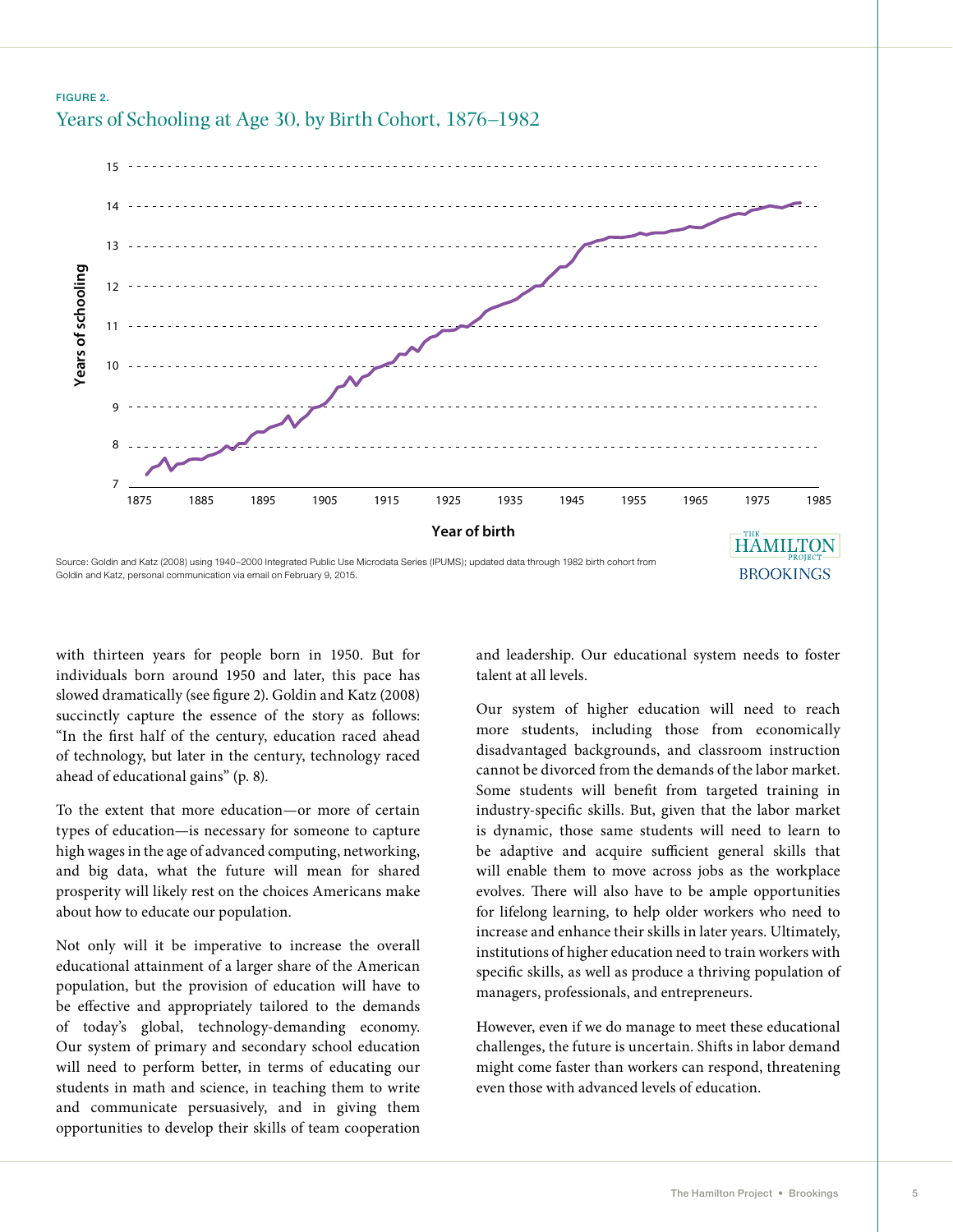FIGURE 2.

## Years of Schooling at Age 30, by Birth Cohort, 1876–1982

Source: Goldin and Katz (2008) using 1940–2000 Integrated Public Use Microdata Series (IPUMS); updated data through 1982 birth cohort from Goldin and Katz, personal communication via email on February 9, 2015.

with thirteen years for people born in 1950. But for individuals born around 1950 and later, this pace has slowed dramatically (see figure 2). Goldin and Katz (2008) succinctly capture the essence of the story as follows: "In the first half of the century, education raced ahead of technology, but later in the century, technology raced ahead of educational gains" (p. 8).

To the extent that more education—or more of certain types of education—is necessary for someone to capture high wages in the age of advanced computing, networking, and big data, what the future will mean for shared prosperity will likely rest on the choices Americans make about how to educate our population.

Not only will it be imperative to increase the overall educational attainment of a larger share of the American population, but the provision of education will have to be effective and appropriately tailored to the demands of today's global, technology-demanding economy. Our system of primary and secondary school education will need to perform better, in terms of educating our students in math and science, in teaching them to write and communicate persuasively, and in giving them opportunities to develop their skills of team cooperation and leadership. Our educational system needs to foster talent at all levels.

Our system of higher education will need to reach more students, including those from economically disadvantaged backgrounds, and classroom instruction cannot be divorced from the demands of the labor market. Some students will benefit from targeted training in industry-specific skills. But, given that the labor market is dynamic, those same students will need to learn to be adaptive and acquire sufficient general skills that will enable them to move across jobs as the workplace evolves. There will also have to be ample opportunities for lifelong learning, to help older workers who need to increase and enhance their skills in later years. Ultimately, institutions of higher education need to train workers with specific skills, as well as produce a thriving population of managers, professionals, and entrepreneurs.

However, even if we do manage to meet these educational challenges, the future is uncertain. Shifts in labor demand might come faster than workers can respond, threatening even those with advanced levels of education.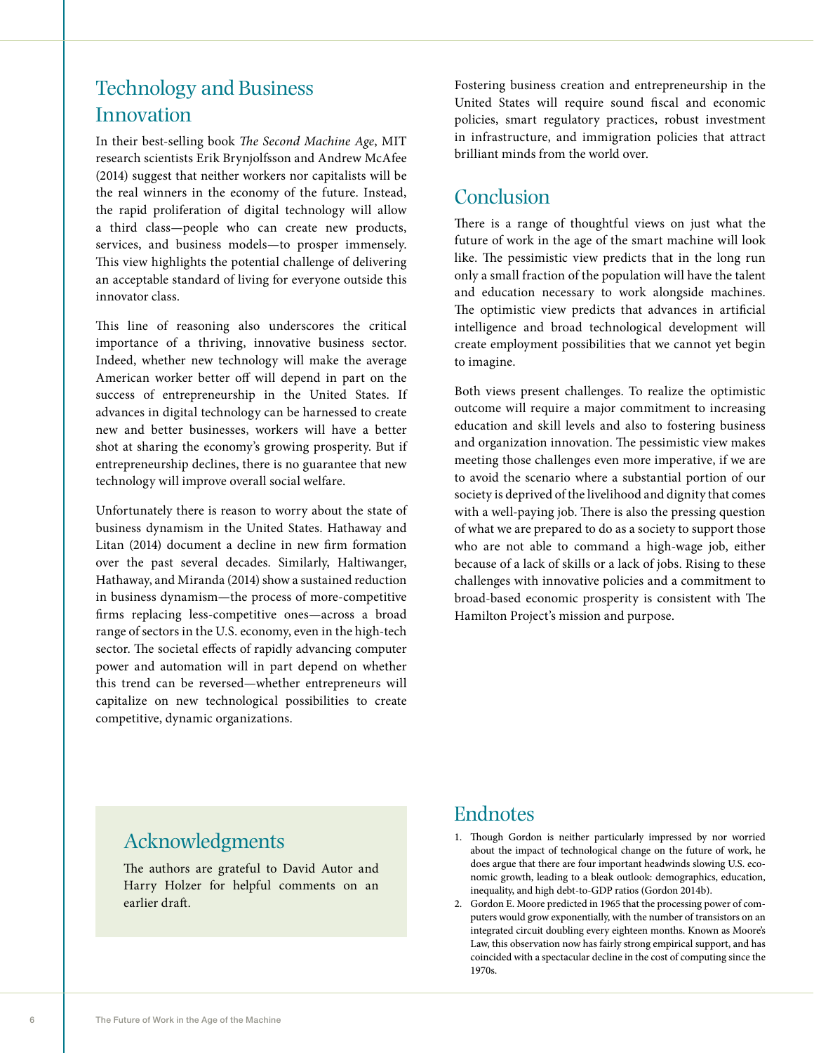## Technology and Business Innovation

In their best-selling book *The Second Machine Age*, MIT research scientists Erik Brynjolfsson and Andrew McAfee (2014) suggest that neither workers nor capitalists will be the real winners in the economy of the future. Instead, the rapid proliferation of digital technology will allow a third class—people who can create new products, services, and business models—to prosper immensely. This view highlights the potential challenge of delivering an acceptable standard of living for everyone outside this innovator class.

This line of reasoning also underscores the critical importance of a thriving, innovative business sector. Indeed, whether new technology will make the average American worker better off will depend in part on the success of entrepreneurship in the United States. If advances in digital technology can be harnessed to create new and better businesses, workers will have a better shot at sharing the economy's growing prosperity. But if entrepreneurship declines, there is no guarantee that new technology will improve overall social welfare.

Unfortunately there is reason to worry about the state of business dynamism in the United States. Hathaway and Litan (2014) document a decline in new firm formation over the past several decades. Similarly, Haltiwanger, Hathaway, and Miranda (2014) show a sustained reduction in business dynamism—the process of more-competitive firms replacing less-competitive ones—across a broad range of sectors in the U.S. economy, even in the high-tech sector. The societal effects of rapidly advancing computer power and automation will in part depend on whether this trend can be reversed—whether entrepreneurs will capitalize on new technological possibilities to create competitive, dynamic organizations.

Fostering business creation and entrepreneurship in the United States will require sound fiscal and economic policies, smart regulatory practices, robust investment in infrastructure, and immigration policies that attract brilliant minds from the world over.

## Conclusion

There is a range of thoughtful views on just what the future of work in the age of the smart machine will look like. The pessimistic view predicts that in the long run only a small fraction of the population will have the talent and education necessary to work alongside machines. The optimistic view predicts that advances in artificial intelligence and broad technological development will create employment possibilities that we cannot yet begin to imagine.

Both views present challenges. To realize the optimistic outcome will require a major commitment to increasing education and skill levels and also to fostering business and organization innovation. The pessimistic view makes meeting those challenges even more imperative, if we are to avoid the scenario where a substantial portion of our society is deprived of the livelihood and dignity that comes with a well-paying job. There is also the pressing question of what we are prepared to do as a society to support those who are not able to command a high-wage job, either because of a lack of skills or a lack of jobs. Rising to these challenges with innovative policies and a commitment to broad-based economic prosperity is consistent with The Hamilton Project's mission and purpose.

## Acknowledgments

The authors are grateful to David Autor and Harry Holzer for helpful comments on an earlier draft.

## Endnotes

1. Though Gordon is neither particularly impressed by nor worried about the impact of technological change on the future of work, he does argue that there are four important headwinds slowing U.S. economic growth, leading to a bleak outlook: demographics, education, inequality, and high debt-to-GDP ratios (Gordon 2014b).
2. Gordon E. Moore predicted in 1965 that the processing power of computers would grow exponentially, with the number of transistors on an integrated circuit doubling every eighteen months. Known as Moore's Law, this observation now has fairly strong empirical support, and has coincided with a spectacular decline in the cost of computing since the 1970s.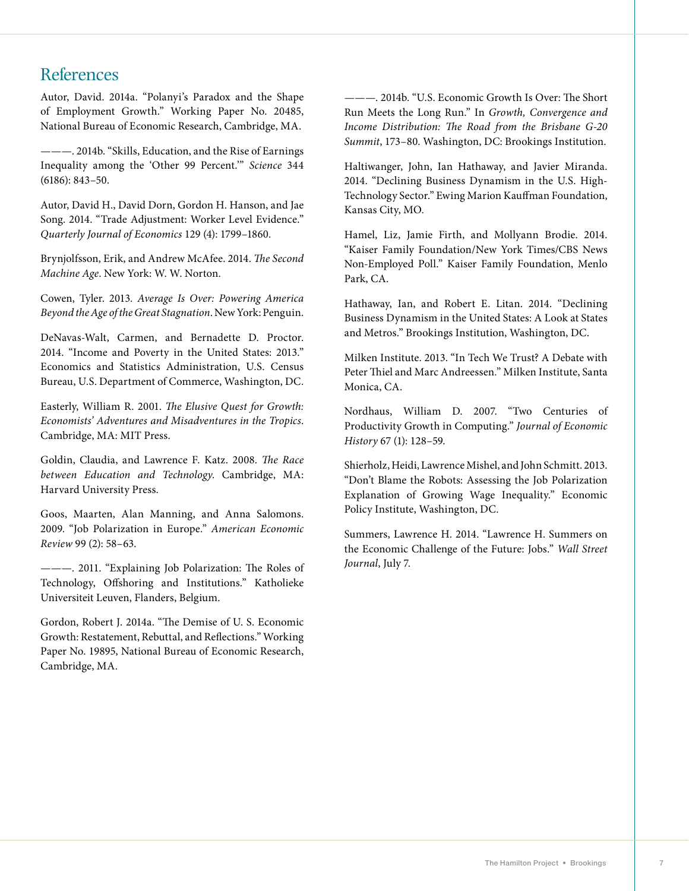## References

Autor, David. 2014a. "Polanyi's Paradox and the Shape of Employment Growth." Working Paper No. 20485, National Bureau of Economic Research, Cambridge, MA.

———. 2014b. "Skills, Education, and the Rise of Earnings Inequality among the 'Other 99 Percent.'" *Science* 344 (6186): 843–50.

Autor, David H., David Dorn, Gordon H. Hanson, and Jae Song. 2014. "Trade Adjustment: Worker Level Evidence." *Quarterly Journal of Economics* 129 (4): 1799–1860.

Brynjolfsson, Erik, and Andrew McAfee. 2014. *The Second Machine Age*. New York: W. W. Norton.

Cowen, Tyler. 2013. *Average Is Over: Powering America Beyond the Age of the Great Stagnation*. New York: Penguin.

DeNavas-Walt, Carmen, and Bernadette D. Proctor. 2014. "Income and Poverty in the United States: 2013." Economics and Statistics Administration, U.S. Census Bureau, U.S. Department of Commerce, Washington, DC.

Easterly, William R. 2001. *The Elusive Quest for Growth: Economists' Adventures and Misadventures in the Tropics*. Cambridge, MA: MIT Press.

Goldin, Claudia, and Lawrence F. Katz. 2008. *The Race between Education and Technology*. Cambridge, MA: Harvard University Press.

Goos, Maarten, Alan Manning, and Anna Salomons. 2009. "Job Polarization in Europe." *American Economic Review* 99 (2): 58–63.

———. 2011. "Explaining Job Polarization: The Roles of Technology, Offshoring and Institutions." Katholieke Universiteit Leuven, Flanders, Belgium.

Gordon, Robert J. 2014a. "The Demise of U. S. Economic Growth: Restatement, Rebuttal, and Reflections." Working Paper No. 19895, National Bureau of Economic Research, Cambridge, MA.

———. 2014b. "U.S. Economic Growth Is Over: The Short Run Meets the Long Run." In *Growth, Convergence and Income Distribution: The Road from the Brisbane G-20 Summit*, 173–80. Washington, DC: Brookings Institution.

Haltiwanger, John, Ian Hathaway, and Javier Miranda. 2014. "Declining Business Dynamism in the U.S. High-Technology Sector." Ewing Marion Kauffman Foundation, Kansas City, MO.

Hamel, Liz, Jamie Firth, and Mollyann Brodie. 2014. "Kaiser Family Foundation/New York Times/CBS News Non-Employed Poll." Kaiser Family Foundation, Menlo Park, CA.

Hathaway, Ian, and Robert E. Litan. 2014. "Declining Business Dynamism in the United States: A Look at States and Metros." Brookings Institution, Washington, DC.

Milken Institute. 2013. "In Tech We Trust? A Debate with Peter Thiel and Marc Andreessen." Milken Institute, Santa Monica, CA.

Nordhaus, William D. 2007. "Two Centuries of Productivity Growth in Computing." *Journal of Economic History* 67 (1): 128–59.

Shierholz, Heidi, Lawrence Mishel, and John Schmitt. 2013. "Don't Blame the Robots: Assessing the Job Polarization Explanation of Growing Wage Inequality." Economic Policy Institute, Washington, DC.

Summers, Lawrence H. 2014. "Lawrence H. Summers on the Economic Challenge of the Future: Jobs." *Wall Street Journal*, July 7.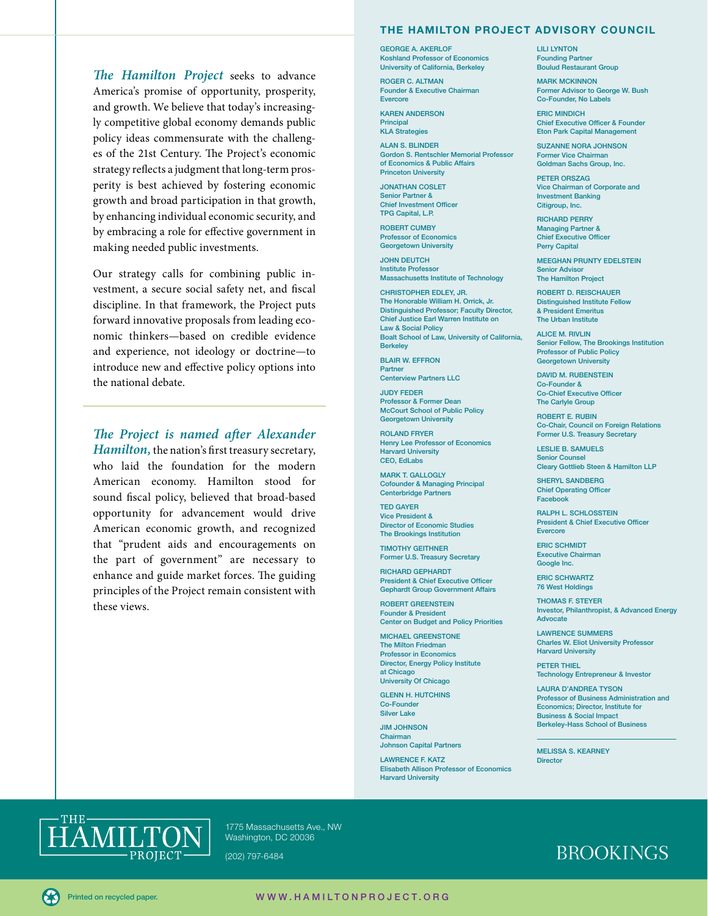*The Hamilton Project* seeks to advance America's promise of opportunity, prosperity, and growth. We believe that today's increasingly competitive global economy demands public policy ideas commensurate with the challenges of the 21st Century. The Project's economic strategy reflects a judgment that long-term prosperity is best achieved by fostering economic growth and broad participation in that growth, by enhancing individual economic security, and by embracing a role for effective government in making needed public investments.

Our strategy calls for combining public investment, a secure social safety net, and fiscal discipline. In that framework, the Project puts forward innovative proposals from leading economic thinkers—based on credible evidence and experience, not ideology or doctrine—to introduce new and effective policy options into the national debate.

*The Project is named after Alexander Hamilton,* the nation's first treasury secretary, who laid the foundation for the modern American economy. Hamilton stood for sound fiscal policy, believed that broad-based opportunity for advancement would drive American economic growth, and recognized that "prudent aids and encouragements on the part of government" are necessary to enhance and guide market forces. The guiding principles of the Project remain consistent with these views.

## THE HAMILTON PROJECT ADVISORY COUNCIL

GEORGE A. AKERLOF
Koshland Professor of Economics
University of California, Berkeley

ROGER C. ALTMAN
Founder & Executive Chairman
Evercore

KAREN ANDERSON
Principal
KLA Strategies

ALAN S. BLINDER
Gordon S. Rentschler Memorial Professor of Economics & Public Affairs
Princeton University

JONATHAN COSLET
Senior Partner &
Chief Investment Officer
TPG Capital, L.P.

ROBERT CUMBY
Professor of Economics
Georgetown University

JOHN DEUTCH
Institute Professor
Massachusetts Institute of Technology

CHRISTOPHER EDLEY, JR.
The Honorable William H. Orrick, Jr. Distinguished Professor; Faculty Director, Chief Justice Earl Warren Institute on Law & Social Policy
Boalt School of Law, University of California, Berkeley

BLAIR W. EFFRON
Partner
Centerview Partners LLC

JUDY FEDER
Professor & Former Dean
McCourt School of Public Policy
Georgetown University

ROLAND FRYER
Henry Lee Professor of Economics
Harvard University
CEO, EdLabs

MARK T. GALLOGLY
Cofounder & Managing Principal
Centerbridge Partners

TED GAYER
Vice President &
Director of Economic Studies
The Brookings Institution

TIMOTHY GEITHNER
Former U.S. Treasury Secretary

RICHARD GEPHARDT
President & Chief Executive Officer
Gephardt Group Government Affairs

ROBERT GREENSTEIN
Founder & President
Center on Budget and Policy Priorities

MICHAEL GREENSTONE
The Milton Friedman
Professor in Economics
Director, Energy Policy Institute
at Chicago
University Of Chicago

GLENN H. HUTCHINS
Co-Founder
Silver Lake

JIM JOHNSON
Chairman
Johnson Capital Partners

LAWRENCE F. KATZ
Elisabeth Allison Professor of Economics
Harvard University

LILI LYNTON
Founding Partner
Boulud Restaurant Group

MARK MCKINNON
Former Advisor to George W. Bush
Co-Founder, No Labels

ERIC MINDICH
Chief Executive Officer & Founder
Eton Park Capital Management

SUZANNE NORA JOHNSON
Former Vice Chairman
Goldman Sachs Group, Inc.

PETER ORSZAG
Vice Chairman of Corporate and Investment Banking
Citigroup, Inc.

RICHARD PERRY
Managing Partner &
Chief Executive Officer
Perry Capital

MEEGHAN PRUNTY EDELSTEIN
Senior Advisor
The Hamilton Project

ROBERT D. REISCHAUER
Distinguished Institute Fellow
& President Emeritus
The Urban Institute

ALICE M. RIVLIN
Senior Fellow, The Brookings Institution
Professor of Public Policy
Georgetown University

DAVID M. RUBENSTEIN
Co-Founder &
Co-Chief Executive Officer
The Carlyle Group

ROBERT E. RUBIN
Co-Chair, Council on Foreign Relations
Former U.S. Treasury Secretary

LESLIE B. SAMUELS
Senior Counsel
Cleary Gottlieb Steen & Hamilton LLP

SHERYL SANDBERG
Chief Operating Officer
Facebook

RALPH L. SCHLOSSTEIN
President & Chief Executive Officer
Evercore

ERIC SCHMIDT
Executive Chairman
Google Inc.

ERIC SCHWARTZ
76 West Holdings

THOMAS F. STEYER
Investor, Philanthropist, & Advanced Energy Advocate

LAWRENCE SUMMERS
Charles W. Eliot University Professor
Harvard University

PETER THIEL
Technology Entrepreneur & Investor

LAURA D'ANDREA TYSON
Professor of Business Administration and Economics; Director, Institute for Business & Social Impact
Berkeley-Haas School of Business

MELISSA S. KEARNEY
Director

THE HAMILTON PROJECT

1775 Massachusetts Ave., NW
Washington, DC 20036

(202) 797-6484

BROOKINGS

Printed on recycled paper.

WWW.HAMILTONPROJECT.ORG